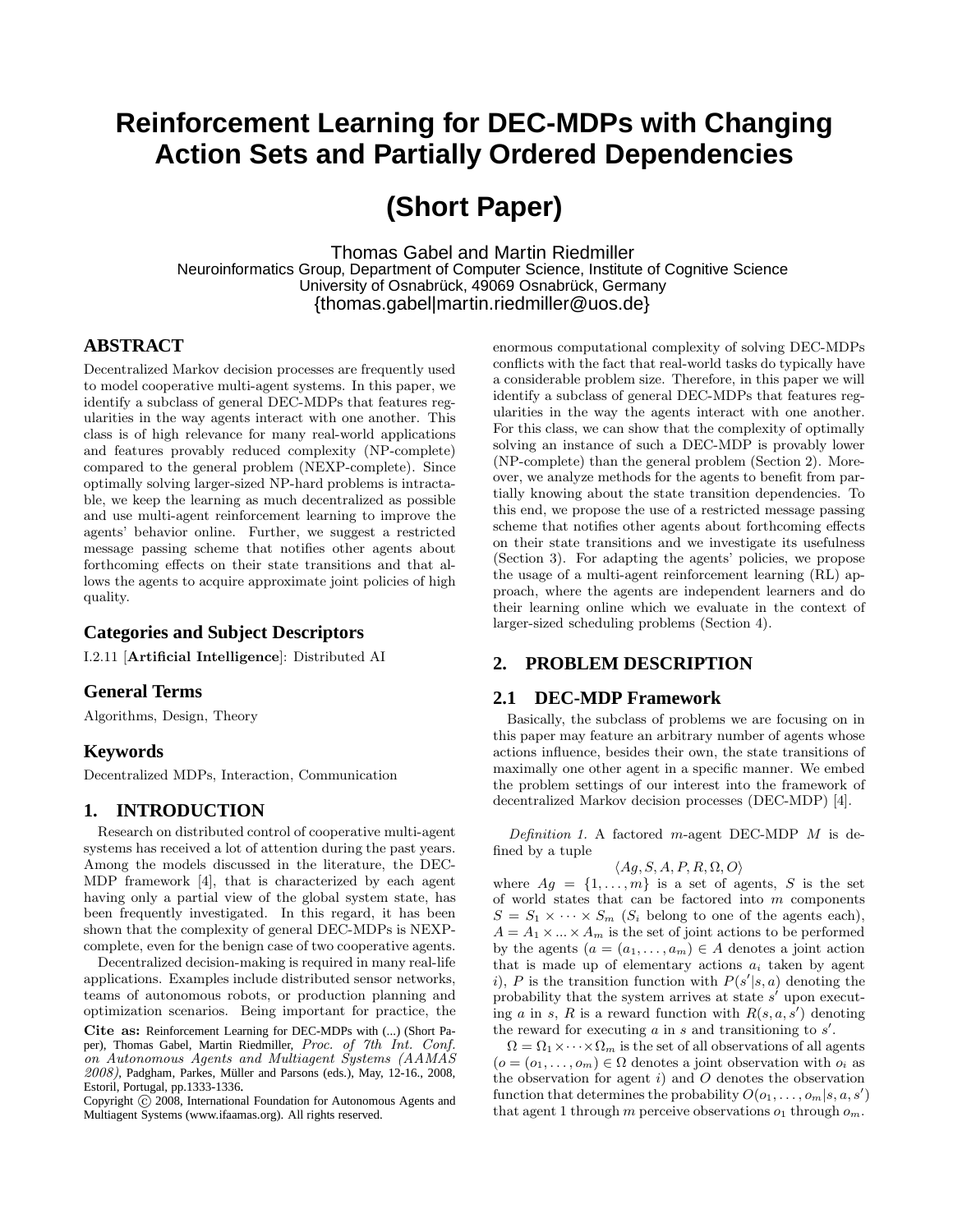# Reinforcement Learning for DEC-MDPs with Changing Action Sets and Partially Ordered Dependencies

## (Short Paper)

Thomas Gabel and Martin Riedmiller
Neuroinformatics Group, Department of Computer Science, Institute of Cognitive Science
University of Osnabrück, 49069 Osnabrück, Germany
{thomas.gabel|martin.riedmiller@uos.de}

## ABSTRACT

Decentralized Markov decision processes are frequently used to model cooperative multi-agent systems. In this paper, we identify a subclass of general DEC-MDPs that features regularities in the way agents interact with one another. This class is of high relevance for many real-world applications and features provably reduced complexity (NP-complete) compared to the general problem (NEXP-complete). Since optimally solving larger-sized NP-hard problems is intractable, we keep the learning as much decentralized as possible and use multi-agent reinforcement learning to improve the agents' behavior online. Further, we suggest a restricted message passing scheme that notifies other agents about forthcoming effects on their state transitions and that allows the agents to acquire approximate joint policies of high quality.

### Categories and Subject Descriptors

I.2.11 [**Artificial Intelligence**]: Distributed AI

### General Terms

Algorithms, Design, Theory

### Keywords

Decentralized MDPs, Interaction, Communication

## 1. INTRODUCTION

Research on distributed control of cooperative multi-agent systems has received a lot of attention during the past years. Among the models discussed in the literature, the DEC-MDP framework [4], that is characterized by each agent having only a partial view of the global system state, has been frequently investigated. In this regard, it has been shown that the complexity of general DEC-MDPs is NEXP-complete, even for the benign case of two cooperative agents.

Decentralized decision-making is required in many real-life applications. Examples include distributed sensor networks, teams of autonomous robots, or production planning and optimization scenarios. Being important for practice, the enormous computational complexity of solving DEC-MDPs conflicts with the fact that real-world tasks do typically have a considerable problem size. Therefore, in this paper we will identify a subclass of general DEC-MDPs that features regularities in the way the agents interact with one another. For this class, we can show that the complexity of optimally solving an instance of such a DEC-MDP is provably lower (NP-complete) than the general problem (Section 2). Moreover, we analyze methods for the agents to benefit from partially knowing about the state transition dependencies. To this end, we propose the use of a restricted message passing scheme that notifies other agents about forthcoming effects on their state transitions and we investigate its usefulness (Section 3). For adapting the agents' policies, we propose the usage of a multi-agent reinforcement learning (RL) approach, where the agents are independent learners and do their learning online which we evaluate in the context of larger-sized scheduling problems (Section 4).

**Cite as:** Reinforcement Learning for DEC-MDPs with (...) (Short Paper), Thomas Gabel, Martin Riedmiller, *Proc. of 7th Int. Conf. on Autonomous Agents and Multiagent Systems (AAMAS 2008)*, Padgham, Parkes, Müller and Parsons (eds.), May, 12-16., 2008, Estoril, Portugal, pp.1333-1336.
Copyright © 2008, International Foundation for Autonomous Agents and Multiagent Systems (www.ifaamas.org). All rights reserved.

## 2. PROBLEM DESCRIPTION

### 2.1 DEC-MDP Framework

Basically, the subclass of problems we are focusing on in this paper may feature an arbitrary number of agents whose actions influence, besides their own, the state transitions of maximally one other agent in a specific manner. We embed the problem settings of our interest into the framework of decentralized Markov decision processes (DEC-MDP) [4].

*Definition 1.* A factored $m$-agent DEC-MDP $M$ is defined by a tuple

$$\langle Ag, S, A, P, R, \Omega, O\rangle$$

where $Ag = \{1, \dots, m\}$ is a set of agents, $S$ is the set of world states that can be factored into $m$ components $S = S_1 \times \cdots \times S_m$ ($S_i$ belong to one of the agents each), $A = A_1 \times ... \times A_m$ is the set of joint actions to be performed by the agents ($a = (a_1, \dots, a_m) \in A$ denotes a joint action that is made up of elementary actions $a_i$ taken by agent $i$), $P$ is the transition function with $P(s'|s, a)$ denoting the probability that the system arrives at state $s'$ upon executing $a$ in $s$, $R$ is a reward function with $R(s, a, s')$ denoting the reward for executing $a$ in $s$ and transitioning to $s'$.

$\Omega = \Omega_1 \times \cdots \times \Omega_m$ is the set of all observations of all agents ($o = (o_1, \dots, o_m) \in \Omega$ denotes a joint observation with $o_i$ as the observation for agent $i$) and $O$ denotes the observation function that determines the probability $O(o_1, \dots, o_m|s, a, s')$ that agent 1 through $m$ perceive observations $o_1$ through $o_m$.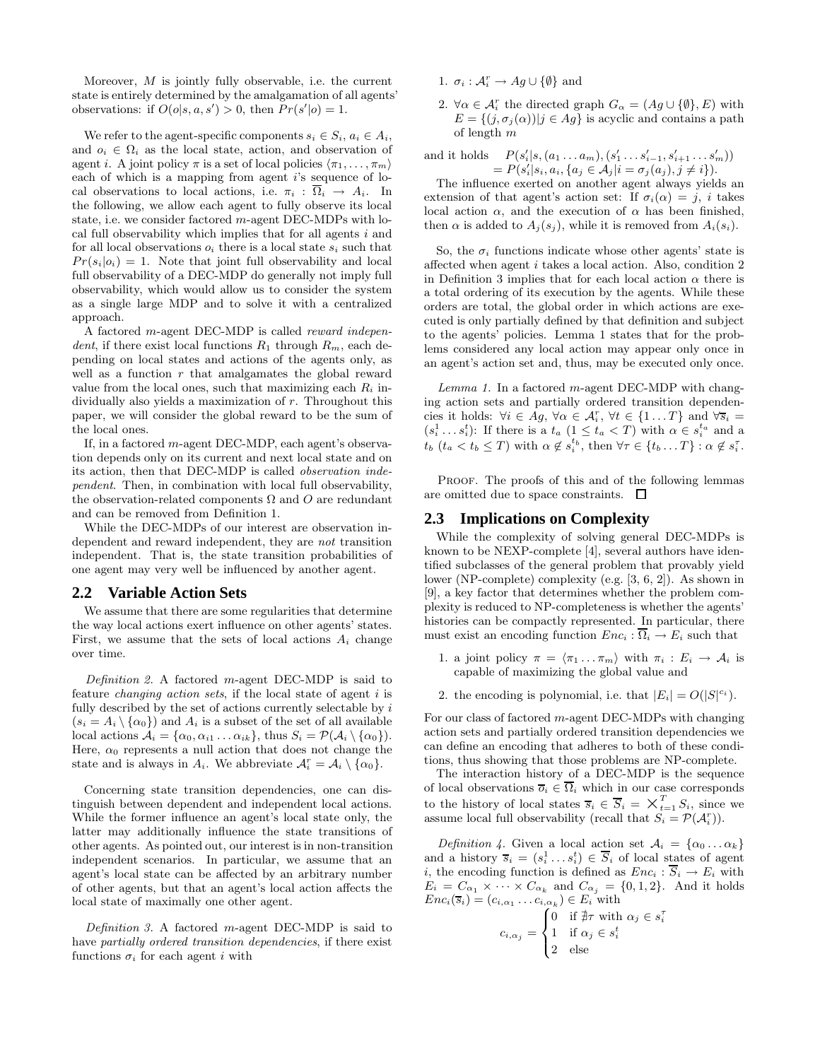Moreover, $M$ is jointly fully observable, i.e. the current state is entirely determined by the amalgamation of all agents' observations: if $O(o|s,a,s') > 0$, then $Pr(s'|o) = 1$.

We refer to the agent-specific components $s_i \in S_i$, $a_i \in A_i$, and $o_i \in \Omega_i$ as the local state, action, and observation of agent $i$. A joint policy $\pi$ is a set of local policies $\langle \pi_1, \ldots, \pi_m \rangle$ each of which is a mapping from agent $i$'s sequence of local observations to local actions, i.e. $\pi_i : \overline{\Omega}_i \rightarrow A_i$. In the following, we allow each agent to fully observe its local state, i.e. we consider factored $m$-agent DEC-MDPs with local full observability which implies that for all agents $i$ and for all local observations $o_i$ there is a local state $s_i$ such that $Pr(s_i|o_i) = 1$. Note that joint full observability and local full observability of a DEC-MDP do generally not imply full observability, which would allow us to consider the system as a single large MDP and to solve it with a centralized approach.

A factored $m$-agent DEC-MDP is called *reward independent*, if there exist local functions $R_1$ through $R_m$, each depending on local states and actions of the agents only, as well as a function $r$ that amalgamates the global reward value from the local ones, such that maximizing each $R_i$ individually also yields a maximization of $r$. Throughout this paper, we will consider the global reward to be the sum of the local ones.

If, in a factored $m$-agent DEC-MDP, each agent's observation depends only on its current and next local state and on its action, then that DEC-MDP is called *observation independent*. Then, in combination with local full observability, the observation-related components $\Omega$ and $O$ are redundant and can be removed from Definition 1.

While the DEC-MDPs of our interest are observation independent and reward independent, they are *not* transition independent. That is, the state transition probabilities of one agent may very well be influenced by another agent.

## 2.2 Variable Action Sets

We assume that there are some regularities that determine the way local actions exert influence on other agents' states. First, we assume that the sets of local actions $A_i$ change over time.

*Definition 2.* A factored $m$-agent DEC-MDP is said to feature *changing action sets*, if the local state of agent $i$ is fully described by the set of actions currently selectable by $i$ ($s_i = A_i \setminus \{\alpha_0\}$) and $A_i$ is a subset of the set of all available local actions $\mathcal{A}_i = \{\alpha_0, \alpha_{i1} \ldots \alpha_{ik}\}$, thus $S_i = \mathcal{P}(\mathcal{A}_i \setminus \{\alpha_0\})$. Here, $\alpha_0$ represents a null action that does not change the state and is always in $A_i$. We abbreviate $\mathcal{A}_i^r = \mathcal{A}_i \setminus \{\alpha_0\}$.

Concerning state transition dependencies, one can distinguish between dependent and independent local actions. While the former influence an agent's local state only, the latter may additionally influence the state transitions of other agents. As pointed out, our interest is in non-transition independent scenarios. In particular, we assume that an agent's local state can be affected by an arbitrary number of other agents, but that an agent's local action affects the local state of maximally one other agent.

*Definition 3.* A factored $m$-agent DEC-MDP is said to have *partially ordered transition dependencies*, if there exist functions $\sigma_i$ for each agent $i$ with

1. $\sigma_i : \mathcal{A}_i^r \rightarrow Ag \cup \{\emptyset\}$ and
2. $\forall \alpha \in \mathcal{A}_i^r$ the directed graph $G_\alpha = (Ag \cup \{\emptyset\}, E)$ with $E = \{(j, \sigma_j(\alpha))|j \in Ag\}$ is acyclic and contains a path of length $m$

and it holds
$$P(s_i'|s, (a_1 \ldots a_m), (s_1' \ldots s_{i-1}', s_{i+1}' \ldots s_m')) = P(s_i'|s_i, a_i, \{a_j \in \mathcal{A}_j | i = \sigma_j(a_j), j \neq i\}).$$

The influence exerted on another agent always yields an extension of that agent's action set: If $\sigma_i(\alpha) = j$, $i$ takes local action $\alpha$, and the execution of $\alpha$ has been finished, then $\alpha$ is added to $A_j(s_j)$, while it is removed from $A_i(s_i)$.

So, the $\sigma_i$ functions indicate whose other agents' state is affected when agent $i$ takes a local action. Also, condition 2 in Definition 3 implies that for each local action $\alpha$ there is a total ordering of its execution by the agents. While these orders are total, the global order in which actions are executed is only partially defined by that definition and subject to the agents' policies. Lemma 1 states that for the problems considered any local action may appear only once in an agent's action set and, thus, may be executed only once.

*Lemma 1.* In a factored $m$-agent DEC-MDP with changing action sets and partially ordered transition dependencies it holds: $\forall i \in Ag$, $\forall \alpha \in \mathcal{A}_i^r$, $\forall t \in \{1 \ldots T\}$ and $\forall \overline{s}_i = (s_i^1 \ldots s_i^t)$: If there is a $t_a$ ($1 \leq t_a < T$) with $\alpha \in s_i^{t_a}$ and a $t_b$ ($t_a < t_b \leq T$) with $\alpha \notin s_i^{t_b}$, then $\forall \tau \in \{t_b \ldots T\} : \alpha \notin s_i^\tau$.

Proof. The proofs of this and of the following lemmas are omitted due to space constraints. □

## 2.3 Implications on Complexity

While the complexity of solving general DEC-MDPs is known to be NEXP-complete [4], several authors have identified subclasses of the general problem that provably yield lower (NP-complete) complexity (e.g. [3, 6, 2]). As shown in [9], a key factor that determines whether the problem complexity is reduced to NP-completeness is whether the agents' histories can be compactly represented. In particular, there must exist an encoding function $Enc_i : \overline{\Omega}_i \rightarrow E_i$ such that

1. a joint policy $\pi = \langle \pi_1 \ldots \pi_m \rangle$ with $\pi_i : E_i \rightarrow \mathcal{A}_i$ is capable of maximizing the global value and
2. the encoding is polynomial, i.e. that $|E_i| = O(|S|^{c_i})$.

For our class of factored $m$-agent DEC-MDPs with changing action sets and partially ordered transition dependencies we can define an encoding that adheres to both of these conditions, thus showing that those problems are NP-complete.

The interaction history of a DEC-MDP is the sequence of local observations $\overline{o}_i \in \overline{\Omega}_i$ which in our case corresponds to the history of local states $\overline{s}_i \in \overline{S}_i = \times_{t=1}^{T} S_i$, since we assume local full observability (recall that $S_i = \mathcal{P}(\mathcal{A}_i^r)$).

*Definition 4.* Given a local action set $\mathcal{A}_i = \{\alpha_0 \ldots \alpha_k\}$ and a history $\overline{s}_i = (s_i^1 \ldots s_i^t) \in \overline{S}_i$ of local states of agent $i$, the encoding function is defined as $Enc_i : \overline{S}_i \rightarrow E_i$ with $E_i = C_{\alpha_1} \times \cdots \times C_{\alpha_k}$ and $C_{\alpha_j} = \{0, 1, 2\}$. And it holds $Enc_i(\overline{s}_i) = (c_{i,\alpha_1} \ldots c_{i,\alpha_k}) \in E_i$ with

$$c_{i,\alpha_j} = \begin{cases} 0 & \text{if } \nexists \tau \text{ with } \alpha_j \in s_i^\tau \\ 1 & \text{if } \alpha_j \in s_i^t \\ 2 & \text{else} \end{cases}$$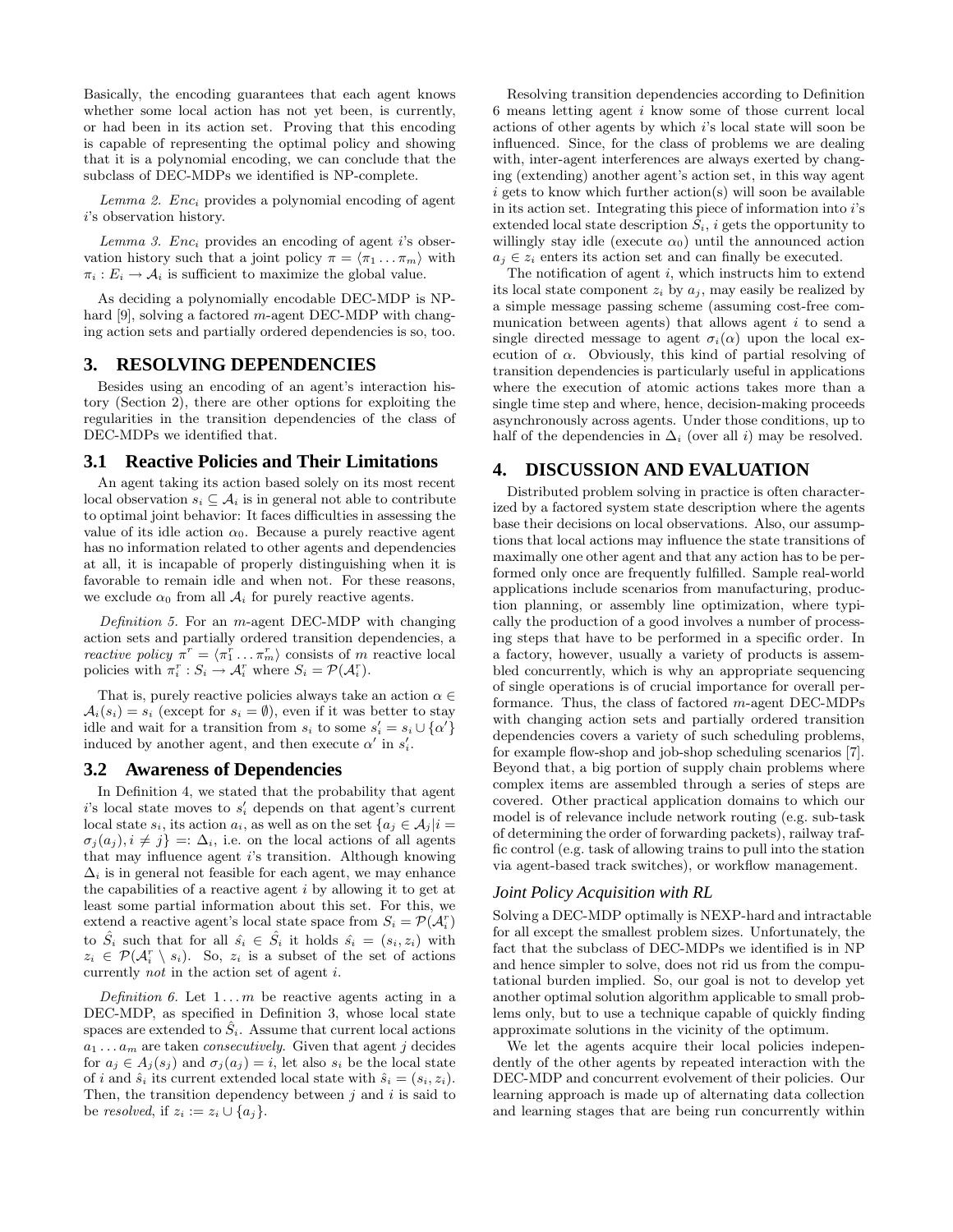Basically, the encoding guarantees that each agent knows whether some local action has not yet been, is currently, or had been in its action set. Proving that this encoding is capable of representing the optimal policy and showing that it is a polynomial encoding, we can conclude that the subclass of DEC-MDPs we identified is NP-complete.

*Lemma 2.* $Enc_i$ provides a polynomial encoding of agent $i$'s observation history.

*Lemma 3.* $Enc_i$ provides an encoding of agent $i$'s observation history such that a joint policy $\pi = \langle \pi_1 \dots \pi_m \rangle$ with $\pi_i : E_i \to \mathcal{A}_i$ is sufficient to maximize the global value.

As deciding a polynomially encodable DEC-MDP is NP-hard [9], solving a factored $m$-agent DEC-MDP with changing action sets and partially ordered dependencies is so, too.

## 3. RESOLVING DEPENDENCIES

Besides using an encoding of an agent's interaction history (Section 2), there are other options for exploiting the regularities in the transition dependencies of the class of DEC-MDPs we identified that.

### 3.1 Reactive Policies and Their Limitations

An agent taking its action based solely on its most recent local observation $s_i \subseteq \mathcal{A}_i$ is in general not able to contribute to optimal joint behavior: It faces difficulties in assessing the value of its idle action $\alpha_0$. Because a purely reactive agent has no information related to other agents and dependencies at all, it is incapable of properly distinguishing when it is favorable to remain idle and when not. For these reasons, we exclude $\alpha_0$ from all $\mathcal{A}_i$ for purely reactive agents.

*Definition 5.* For an $m$-agent DEC-MDP with changing action sets and partially ordered transition dependencies, a *reactive policy* $\pi^r = \langle \pi_1^r \dots \pi_m^r \rangle$ consists of $m$ reactive local policies with $\pi_i^r : S_i \to \mathcal{A}_i^r$ where $S_i = \mathcal{P}(\mathcal{A}_i^r)$.

That is, purely reactive policies always take an action $\alpha \in \mathcal{A}_i(s_i) = s_i$ (except for $s_i = \emptyset$), even if it was better to stay idle and wait for a transition from $s_i$ to some $s_i' = s_i \cup \{\alpha'\}$ induced by another agent, and then execute $\alpha'$ in $s_i'$.

### 3.2 Awareness of Dependencies

In Definition 4, we stated that the probability that agent $i$'s local state moves to $s_i'$ depends on that agent's current local state $s_i$, its action $a_i$, as well as on the set $\{a_j \in \mathcal{A}_j | i = \sigma_j(a_j), i \neq j\} =: \Delta_i$, i.e. on the local actions of all agents that may influence agent $i$'s transition. Although knowing $\Delta_i$ is in general not feasible for each agent, we may enhance the capabilities of a reactive agent $i$ by allowing it to get at least some partial information about this set. For this, we extend a reactive agent's local state space from $S_i = \mathcal{P}(\mathcal{A}_i^r)$ to $\hat{S}_i$ such that for all $\hat{s}_i \in \hat{S}_i$ it holds $\hat{s}_i = (s_i, z_i)$ with $z_i \in \mathcal{P}(\mathcal{A}_i^r \setminus s_i)$. So, $z_i$ is a subset of the set of actions currently *not* in the action set of agent $i$.

*Definition 6.* Let $1 \dots m$ be reactive agents acting in a DEC-MDP, as specified in Definition 3, whose local state spaces are extended to $\hat{S}_i$. Assume that current local actions $a_1 \dots a_m$ are taken *consecutively*. Given that agent $j$ decides for $a_j \in A_j(s_j)$ and $\sigma_j(a_j) = i$, let also $s_i$ be the local state of $i$ and $\hat{s}_i$ its current extended local state with $\hat{s}_i = (s_i, z_i)$. Then, the transition dependency between $j$ and $i$ is said to be *resolved*, if $z_i := z_i \cup \{a_j\}$.

Resolving transition dependencies according to Definition 6 means letting agent $i$ know some of those current local actions of other agents by which $i$'s local state will soon be influenced. Since, for the class of problems we are dealing with, inter-agent interferences are always exerted by changing (extending) another agent's action set, in this way agent $i$ gets to know which further action(s) will soon be available in its action set. Integrating this piece of information into $i$'s extended local state description $\hat{S}_i$, $i$ gets the opportunity to willingly stay idle (execute $\alpha_0$) until the announced action $a_j \in z_i$ enters its action set and can finally be executed.

The notification of agent $i$, which instructs him to extend its local state component $z_i$ by $a_j$, may easily be realized by a simple message passing scheme (assuming cost-free communication between agents) that allows agent $i$ to send a single directed message to agent $\sigma_i(\alpha)$ upon the local execution of $\alpha$. Obviously, this kind of partial resolving of transition dependencies is particularly useful in applications where the execution of atomic actions takes more than a single time step and where, hence, decision-making proceeds asynchronously across agents. Under those conditions, up to half of the dependencies in $\Delta_i$ (over all $i$) may be resolved.

## 4. DISCUSSION AND EVALUATION

Distributed problem solving in practice is often characterized by a factored system state description where the agents base their decisions on local observations. Also, our assumptions that local actions may influence the state transitions of maximally one other agent and that any action has to be performed only once are frequently fulfilled. Sample real-world applications include scenarios from manufacturing, production planning, or assembly line optimization, where typically the production of a good involves a number of processing steps that have to be performed in a specific order. In a factory, however, usually a variety of products is assembled concurrently, which is why an appropriate sequencing of single operations is of crucial importance for overall performance. Thus, the class of factored $m$-agent DEC-MDPs with changing action sets and partially ordered transition dependencies covers a variety of such scheduling problems, for example flow-shop and job-shop scheduling scenarios [7]. Beyond that, a big portion of supply chain problems where complex items are assembled through a series of steps are covered. Other practical application domains to which our model is of relevance include network routing (e.g. sub-task of determining the order of forwarding packets), railway traffic control (e.g. task of allowing trains to pull into the station via agent-based track switches), or workflow management.

### *Joint Policy Acquisition with RL*

Solving a DEC-MDP optimally is NEXP-hard and intractable for all except the smallest problem sizes. Unfortunately, the fact that the subclass of DEC-MDPs we identified is in NP and hence simpler to solve, does not rid us from the computational burden implied. So, our goal is not to develop yet another optimal solution algorithm applicable to small problems only, but to use a technique capable of quickly finding approximate solutions in the vicinity of the optimum.

We let the agents acquire their local policies independently of the other agents by repeated interaction with the DEC-MDP and concurrent evolvement of their policies. Our learning approach is made up of alternating data collection and learning stages that are being run concurrently within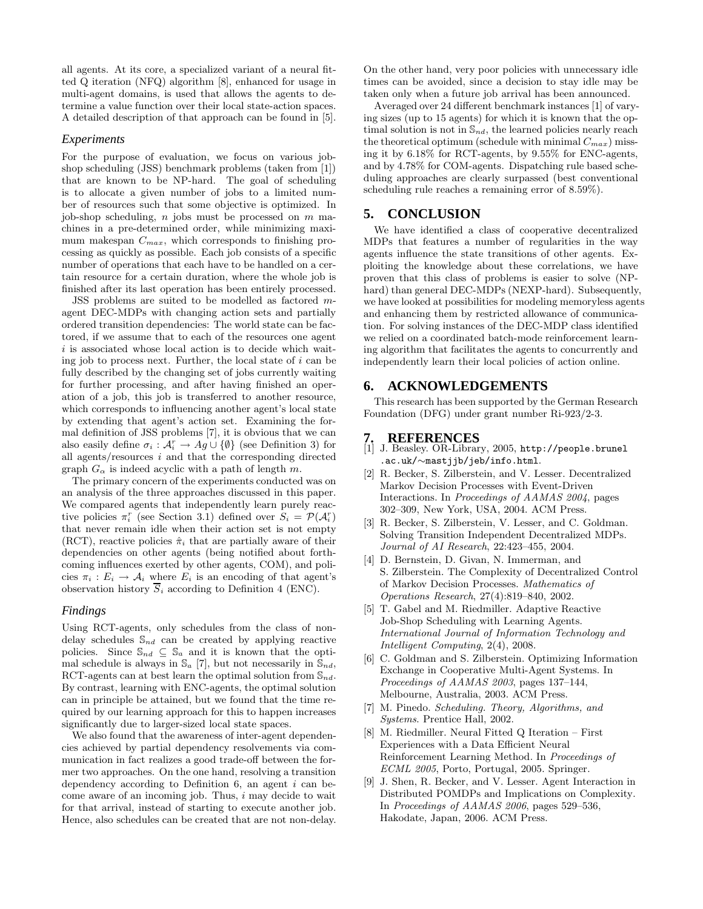all agents. At its core, a specialized variant of a neural fitted Q iteration (NFQ) algorithm [8], enhanced for usage in multi-agent domains, is used that allows the agents to determine a value function over their local state-action spaces. A detailed description of that approach can be found in [5].

### Experiments

For the purpose of evaluation, we focus on various job-shop scheduling (JSS) benchmark problems (taken from [1]) that are known to be NP-hard. The goal of scheduling is to allocate a given number of jobs to a limited number of resources such that some objective is optimized. In job-shop scheduling, $n$ jobs must be processed on $m$ machines in a pre-determined order, while minimizing maximum makespan $C_{max}$, which corresponds to finishing processing as quickly as possible. Each job consists of a specific number of operations that each have to be handled on a certain resource for a certain duration, where the whole job is finished after its last operation has been entirely processed.

JSS problems are suited to be modelled as factored $m$-agent DEC-MDPs with changing action sets and partially ordered transition dependencies: The world state can be factored, if we assume that to each of the resources one agent $i$ is associated whose local action is to decide which waiting job to process next. Further, the local state of $i$ can be fully described by the changing set of jobs currently waiting for further processing, and after having finished an operation of a job, this job is transferred to another resource, which corresponds to influencing another agent's local state by extending that agent's action set. Examining the formal definition of JSS problems [7], it is obvious that we can also easily define $\sigma_i : \mathcal{A}_i^r \to Ag \cup \{\emptyset\}$ (see Definition 3) for all agents/resources $i$ and that the corresponding directed graph $G_\alpha$ is indeed acyclic with a path of length $m$.

The primary concern of the experiments conducted was on an analysis of the three approaches discussed in this paper. We compared agents that independently learn purely reactive policies $\pi_i^r$ (see Section 3.1) defined over $S_i = \mathcal{P}(\mathcal{A}_i^r)$ that never remain idle when their action set is not empty (RCT), reactive policies $\hat{\pi}_i$ that are partially aware of their dependencies on other agents (being notified about forthcoming influences exerted by other agents, COM), and policies $\pi_i : E_i \to \mathcal{A}_i$ where $E_i$ is an encoding of that agent's observation history $\overline{S}_i$ according to Definition 4 (ENC).

### Findings

Using RCT-agents, only schedules from the class of non-delay schedules $\mathbb{S}_{nd}$ can be created by applying reactive policies. Since $\mathbb{S}_{nd} \subseteq \mathbb{S}_a$ and it is known that the optimal schedule is always in $\mathbb{S}_a$ [7], but not necessarily in $\mathbb{S}_{nd}$, RCT-agents can at best learn the optimal solution from $\mathbb{S}_{nd}$. By contrast, learning with ENC-agents, the optimal solution can in principle be attained, but we found that the time required by our learning approach for this to happen increases significantly due to larger-sized local state spaces.

We also found that the awareness of inter-agent dependencies achieved by partial dependency resolvements via communication in fact realizes a good trade-off between the former two approaches. On the one hand, resolving a transition dependency according to Definition 6, an agent $i$ can become aware of an incoming job. Thus, $i$ may decide to wait for that arrival, instead of starting to execute another job. Hence, also schedules can be created that are not non-delay. On the other hand, very poor policies with unnecessary idle times can be avoided, since a decision to stay idle may be taken only when a future job arrival has been announced.

Averaged over 24 different benchmark instances [1] of varying sizes (up to 15 agents) for which it is known that the optimal solution is not in $\mathbb{S}_{nd}$, the learned policies nearly reach the theoretical optimum (schedule with minimal $C_{max}$) missing it by 6.18% for RCT-agents, by 9.55% for ENC-agents, and by 4.78% for COM-agents. Dispatching rule based scheduling approaches are clearly surpassed (best conventional scheduling rule reaches a remaining error of 8.59%).

## 5. CONCLUSION

We have identified a class of cooperative decentralized MDPs that features a number of regularities in the way agents influence the state transitions of other agents. Exploiting the knowledge about these correlations, we have proven that this class of problems is easier to solve (NP-hard) than general DEC-MDPs (NEXP-hard). Subsequently, we have looked at possibilities for modeling memoryless agents and enhancing them by restricted allowance of communication. For solving instances of the DEC-MDP class identified we relied on a coordinated batch-mode reinforcement learning algorithm that facilitates the agents to concurrently and independently learn their local policies of action online.

## 6. ACKNOWLEDGEMENTS

This research has been supported by the German Research Foundation (DFG) under grant number Ri-923/2-3.

## 7. REFERENCES

[1] J. Beasley. OR-Library, 2005, `http://people.brunel.ac.uk/~mastjjb/jeb/info.html`.

[2] R. Becker, S. Zilberstein, and V. Lesser. Decentralized Markov Decision Processes with Event-Driven Interactions. In *Proceedings of AAMAS 2004*, pages 302–309, New York, USA, 2004. ACM Press.

[3] R. Becker, S. Zilberstein, V. Lesser, and C. Goldman. Solving Transition Independent Decentralized MDPs. *Journal of AI Research*, 22:423–455, 2004.

[4] D. Bernstein, D. Givan, N. Immerman, and S. Zilberstein. The Complexity of Decentralized Control of Markov Decision Processes. *Mathematics of Operations Research*, 27(4):819–840, 2002.

[5] T. Gabel and M. Riedmiller. Adaptive Reactive Job-Shop Scheduling with Learning Agents. *International Journal of Information Technology and Intelligent Computing*, 2(4), 2008.

[6] C. Goldman and S. Zilberstein. Optimizing Information Exchange in Cooperative Multi-Agent Systems. In *Proceedings of AAMAS 2003*, pages 137–144, Melbourne, Australia, 2003. ACM Press.

[7] M. Pinedo. *Scheduling. Theory, Algorithms, and Systems*. Prentice Hall, 2002.

[8] M. Riedmiller. Neural Fitted Q Iteration – First Experiences with a Data Efficient Neural Reinforcement Learning Method. In *Proceedings of ECML 2005*, Porto, Portugal, 2005. Springer.

[9] J. Shen, R. Becker, and V. Lesser. Agent Interaction in Distributed POMDPs and Implications on Complexity. In *Proceedings of AAMAS 2006*, pages 529–536, Hakodate, Japan, 2006. ACM Press.